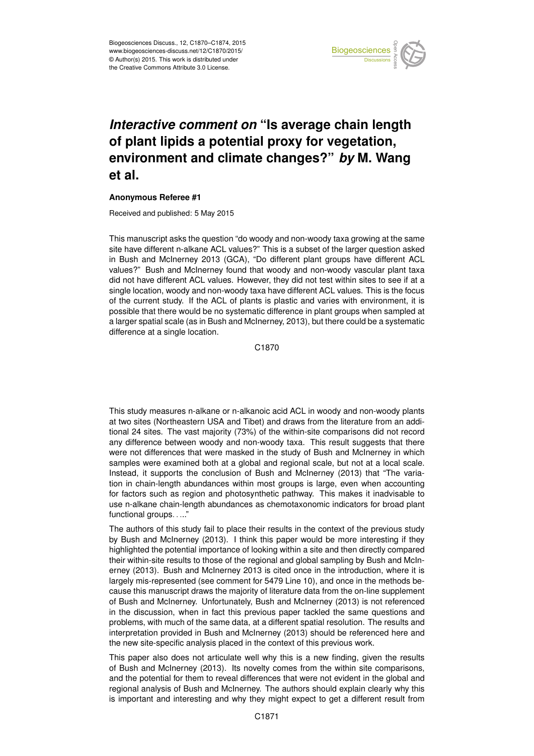# *Interactive comment on* "Is average chain length of plant lipids a potential proxy for vegetation, environment and climate changes?" *by* M. Wang et al.

**Anonymous Referee #1**

Received and published: 5 May 2015

This manuscript asks the question "do woody and non-woody taxa growing at the same site have different n-alkane ACL values?" This is a subset of the larger question asked in Bush and McInerney 2013 (GCA), "Do different plant groups have different ACL values?" Bush and McInerney found that woody and non-woody vascular plant taxa did not have different ACL values. However, they did not test within sites to see if at a single location, woody and non-woody taxa have different ACL values. This is the focus of the current study. If the ACL of plants is plastic and varies with environment, it is possible that there would be no systematic difference in plant groups when sampled at a larger spatial scale (as in Bush and McInerney, 2013), but there could be a systematic difference at a single location.

This study measures n-alkane or n-alkanoic acid ACL in woody and non-woody plants at two sites (Northeastern USA and Tibet) and draws from the literature from an additional 24 sites. The vast majority (73%) of the within-site comparisons did not record any difference between woody and non-woody taxa. This result suggests that there were not differences that were masked in the study of Bush and McInerney in which samples were examined both at a global and regional scale, but not at a local scale. Instead, it supports the conclusion of Bush and McInerney (2013) that "The variation in chain-length abundances within most groups is large, even when accounting for factors such as region and photosynthetic pathway. This makes it inadvisable to use n-alkane chain-length abundances as chemotaxonomic indicators for broad plant functional groups. . ..."

The authors of this study fail to place their results in the context of the previous study by Bush and McInerney (2013). I think this paper would be more interesting if they highlighted the potential importance of looking within a site and then directly compared their within-site results to those of the regional and global sampling by Bush and McInerney (2013). Bush and McInerney 2013 is cited once in the introduction, where it is largely mis-represented (see comment for 5479 Line 10), and once in the methods because this manuscript draws the majority of literature data from the on-line supplement of Bush and McInerney. Unfortunately, Bush and McInerney (2013) is not referenced in the discussion, when in fact this previous paper tackled the same questions and problems, with much of the same data, at a different spatial resolution. The results and interpretation provided in Bush and McInerney (2013) should be referenced here and the new site-specific analysis placed in the context of this previous work.

This paper also does not articulate well why this is a new finding, given the results of Bush and McInerney (2013). Its novelty comes from the within site comparisons, and the potential for them to reveal differences that were not evident in the global and regional analysis of Bush and McInerney. The authors should explain clearly why this is important and interesting and why they might expect to get a different result from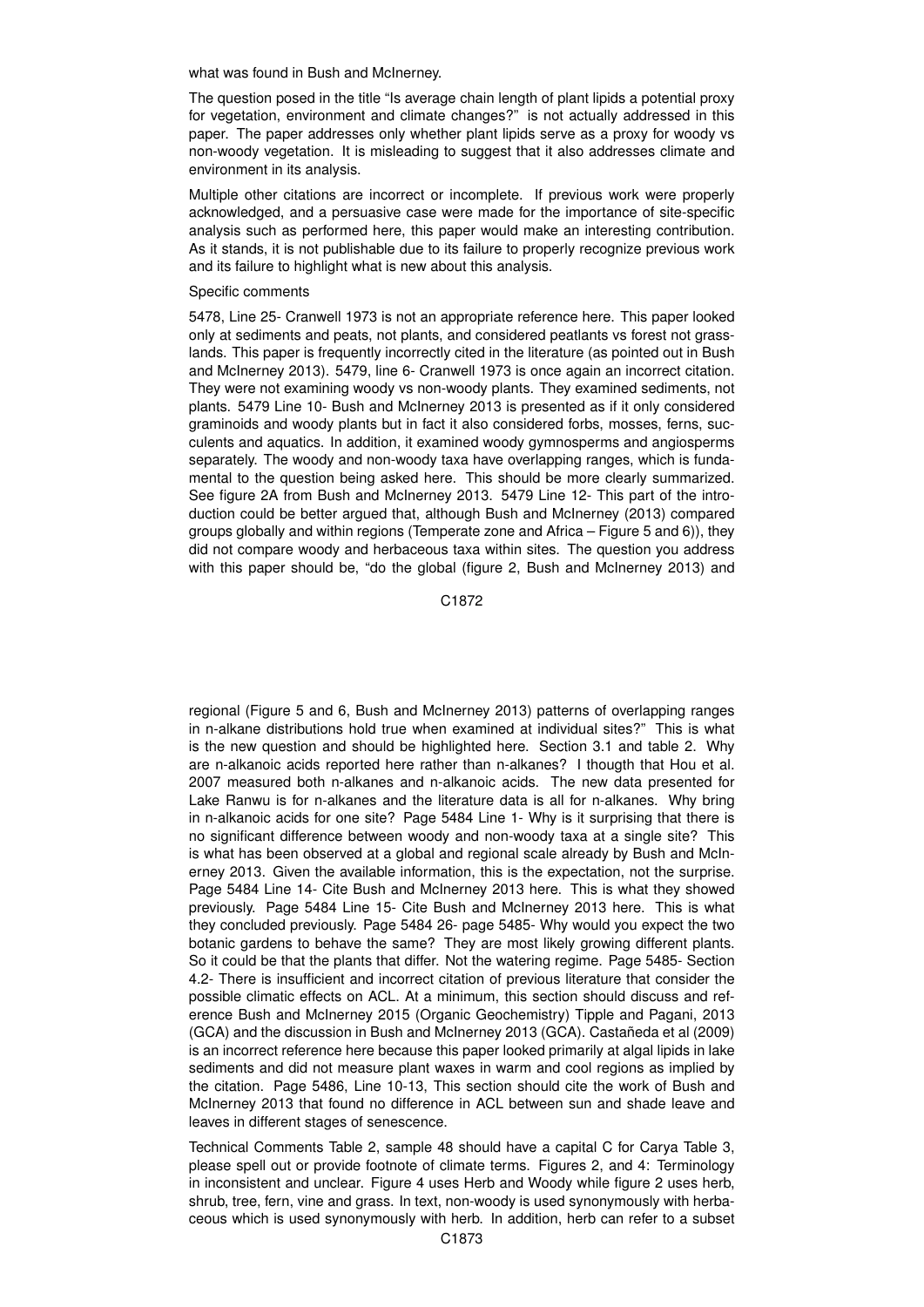what was found in Bush and McInerney.

The question posed in the title "Is average chain length of plant lipids a potential proxy for vegetation, environment and climate changes?" is not actually addressed in this paper. The paper addresses only whether plant lipids serve as a proxy for woody vs non-woody vegetation. It is misleading to suggest that it also addresses climate and environment in its analysis.

Multiple other citations are incorrect or incomplete. If previous work were properly acknowledged, and a persuasive case were made for the importance of site-specific analysis such as performed here, this paper would make an interesting contribution. As it stands, it is not publishable due to its failure to properly recognize previous work and its failure to highlight what is new about this analysis.

Specific comments

5478, Line 25- Cranwell 1973 is not an appropriate reference here. This paper looked only at sediments and peats, not plants, and considered peatlants vs forest not grasslands. This paper is frequently incorrectly cited in the literature (as pointed out in Bush and McInerney 2013). 5479, line 6- Cranwell 1973 is once again an incorrect citation. They were not examining woody vs non-woody plants. They examined sediments, not plants. 5479 Line 10- Bush and McInerney 2013 is presented as if it only considered graminoids and woody plants but in fact it also considered forbs, mosses, ferns, succulents and aquatics. In addition, it examined woody gymnosperms and angiosperms separately. The woody and non-woody taxa have overlapping ranges, which is fundamental to the question being asked here. This should be more clearly summarized. See figure 2A from Bush and McInerney 2013. 5479 Line 12- This part of the introduction could be better argued that, although Bush and McInerney (2013) compared groups globally and within regions (Temperate zone and Africa – Figure 5 and 6)), they did not compare woody and herbaceous taxa within sites. The question you address with this paper should be, "do the global (figure 2, Bush and McInerney 2013) and regional (Figure 5 and 6, Bush and McInerney 2013) patterns of overlapping ranges in n-alkane distributions hold true when examined at individual sites?" This is what is the new question and should be highlighted here. Section 3.1 and table 2. Why are n-alkanoic acids reported here rather than n-alkanes? I thougth that Hou et al. 2007 measured both n-alkanes and n-alkanoic acids. The new data presented for Lake Ranwu is for n-alkanes and the literature data is all for n-alkanes. Why bring in n-alkanoic acids for one site? Page 5484 Line 1- Why is it surprising that there is no significant difference between woody and non-woody taxa at a single site? This is what has been observed at a global and regional scale already by Bush and McInerney 2013. Given the available information, this is the expectation, not the surprise. Page 5484 Line 14- Cite Bush and McInerney 2013 here. This is what they showed previously. Page 5484 Line 15- Cite Bush and McInerney 2013 here. This is what they concluded previously. Page 5484 26- page 5485- Why would you expect the two botanic gardens to behave the same? They are most likely growing different plants. So it could be that the plants that differ. Not the watering regime. Page 5485- Section 4.2- There is insufficient and incorrect citation of previous literature that consider the possible climatic effects on ACL. At a minimum, this section should discuss and reference Bush and McInerney 2015 (Organic Geochemistry) Tipple and Pagani, 2013 (GCA) and the discussion in Bush and McInerney 2013 (GCA). Castañeda et al (2009) is an incorrect reference here because this paper looked primarily at algal lipids in lake sediments and did not measure plant waxes in warm and cool regions as implied by the citation. Page 5486, Line 10-13, This section should cite the work of Bush and McInerney 2013 that found no difference in ACL between sun and shade leave and leaves in different stages of senescence.

Technical Comments Table 2, sample 48 should have a capital C for Carya Table 3, please spell out or provide footnote of climate terms. Figures 2, and 4: Terminology in inconsistent and unclear. Figure 4 uses Herb and Woody while figure 2 uses herb, shrub, tree, fern, vine and grass. In text, non-woody is used synonymously with herbaceous which is used synonymously with herb. In addition, herb can refer to a subset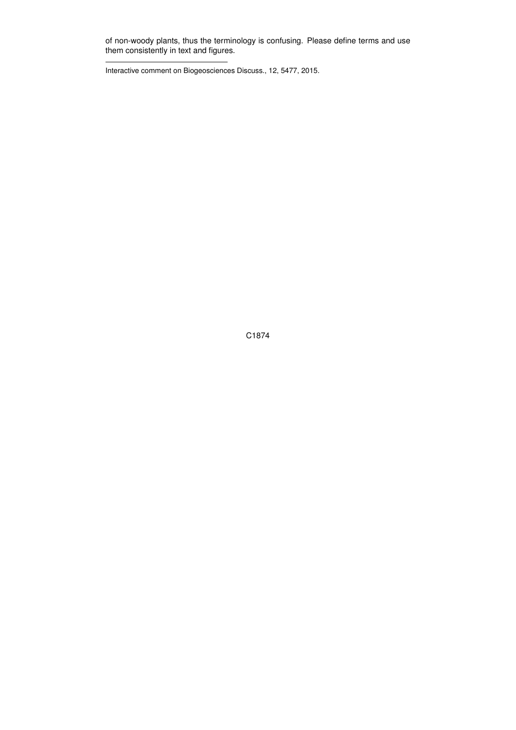of non-woody plants, thus the terminology is confusing. Please define terms and use them consistently in text and figures.

---

Interactive comment on Biogeosciences Discuss., 12, 5477, 2015.